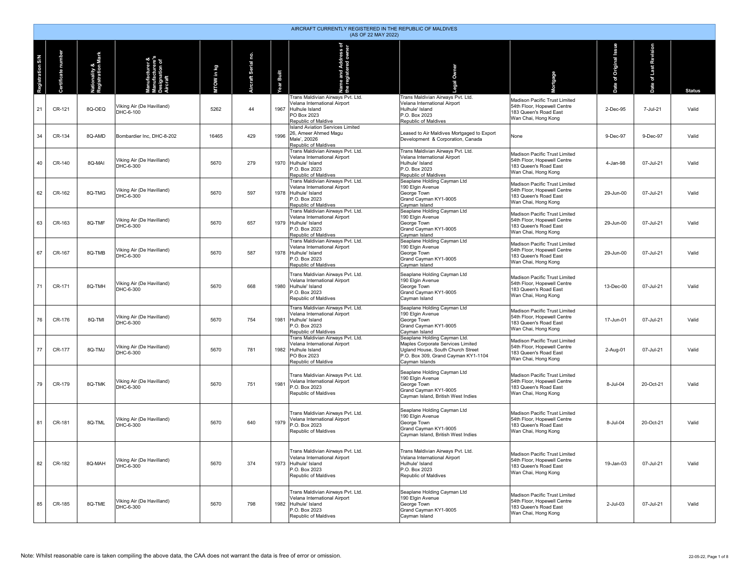# AIRCRAFT CURRENTLY REGISTERED IN THE REPUBLIC OF MALDIVES
(AS OF 22 MAY 2022)

| Registration S/N | Certificate number | Nationality & Registration Mark | Manufacturer & Manufacturer's Designation of Aircraft | MTOW in kg | Aircraft Serial no. | Year Built | Name and Address of the registered owner | Legal Owner | Mortgage | Date of Original Issue | Date of Last Revision | Status |
|---|---|---|---|---|---|---|---|---|---|---|---|---|
| 21 | CR-121 | 8Q-OEQ | Viking Air (De Havilland) DHC-6-100 | 5262 | 44 | 1967 | Trans Maldivian Airways Pvt. Ltd. Velana International Airport Hulhule Island PO Box 2023 Republic of Maldive | Trans Maldivian Airways Pvt. Ltd. Velana International Airport Hulhule' Island P.O. Box 2023 Republic of Maldives | Madison Pacific Trust Limited 54th Floor, Hopewell Centre 183 Queen's Road East Wan Chai, Hong Kong | 2-Dec-95 | 7-Jul-21 | Valid |
| 34 | CR-134 | 8Q-AMD | Bombardier Inc, DHC-8-202 | 16465 | 429 | 1996 | Island Aviation Services Limited 26, Ameer Ahmed Magu Male', 20026 Republic of Maldives | Leased to Air Maldives Mortgaged to Export Development & Corporation, Canada | None | 9-Dec-97 | 9-Dec-97 | Valid |
| 40 | CR-140 | 8Q-MAI | Viking Air (De Havilland) DHC-6-300 | 5670 | 279 | 1970 | Trans Maldivian Airways Pvt. Ltd. Velana International Airport Hulhule' Island P.O. Box 2023 Republic of Maldives | Trans Maldivian Airways Pvt. Ltd. Velana International Airport Hulhule' Island P.O. Box 2023 Republic of Maldives | Madison Pacific Trust Limited 54th Floor, Hopewell Centre 183 Queen's Road East Wan Chai, Hong Kong | 4-Jan-98 | 07-Jul-21 | Valid |
| 62 | CR-162 | 8Q-TMG | Viking Air (De Havilland) DHC-6-300 | 5670 | 597 | 1978 | Trans Maldivian Airways Pvt. Ltd. Velana International Airport Hulhule' Island P.O. Box 2023 Republic of Maldives | Seaplane Holding Cayman Ltd 190 Elgin Avenue George Town Grand Cayman KY1-9005 Cayman Island | Madison Pacific Trust Limited 54th Floor, Hopewell Centre 183 Queen's Road East Wan Chai, Hong Kong | 29-Jun-00 | 07-Jul-21 | Valid |
| 63 | CR-163 | 8Q-TMF | Viking Air (De Havilland) DHC-6-300 | 5670 | 657 | 1979 | Trans Maldivian Airways Pvt. Ltd. Velana International Airport Hulhule' Island P.O. Box 2023 Republic of Maldives | Seaplane Holding Cayman Ltd 190 Elgin Avenue George Town Grand Cayman KY1-9005 Cayman Island | Madison Pacific Trust Limited 54th Floor, Hopewell Centre 183 Queen's Road East Wan Chai, Hong Kong | 29-Jun-00 | 07-Jul-21 | Valid |
| 67 | CR-167 | 8Q-TMB | Viking Air (De Havilland) DHC-6-300 | 5670 | 587 | 1978 | Trans Maldivian Airways Pvt. Ltd. Velana International Airport Hulhule' Island P.O. Box 2023 Republic of Maldives | Seaplane Holding Cayman Ltd 190 Elgin Avenue George Town Grand Cayman KY1-9005 Cayman Island | Madison Pacific Trust Limited 54th Floor, Hopewell Centre 183 Queen's Road East Wan Chai, Hong Kong | 29-Jun-00 | 07-Jul-21 | Valid |
| 71 | CR-171 | 8Q-TMH | Viking Air (De Havilland) DHC-6-300 | 5670 | 668 | 1980 | Trans Maldivian Airways Pvt. Ltd. Velana International Airport Hulhule' Island P.O. Box 2023 Republic of Maldives | Seaplane Holding Cayman Ltd 190 Elgin Avenue George Town Grand Cayman KY1-9005 Cayman Island | Madison Pacific Trust Limited 54th Floor, Hopewell Centre 183 Queen's Road East Wan Chai, Hong Kong | 13-Dec-00 | 07-Jul-21 | Valid |
| 76 | CR-176 | 8Q-TMI | Viking Air (De Havilland) DHC-6-300 | 5670 | 754 | 1981 | Trans Maldivian Airways Pvt. Ltd. Velana International Airport Hulhule' Island P.O. Box 2023 Republic of Maldives | Seaplane Holding Cayman Ltd 190 Elgin Avenue George Town Grand Cayman KY1-9005 Cayman Island | Madison Pacific Trust Limited 54th Floor, Hopewell Centre 183 Queen's Road East Wan Chai, Hong Kong | 17-Jun-01 | 07-Jul-21 | Valid |
| 77 | CR-177 | 8Q-TMJ | Viking Air (De Havilland) DHC-6-300 | 5670 | 781 | 1982 | Trans Maldivian Airways Pvt. Ltd. Velana International Airport Hulhule Island PO Box 2023 Republic of Maldive | Seaplane Holding Cayman Ltd. Maples Corporate Services Limited Ugland House, South Church Street P.O. Box 309, Grand Cayman KY1-1104 Cayman Islands | Madison Pacific Trust Limited 54th Floor, Hopewell Centre 183 Queen's Road East Wan Chai, Hong Kong | 2-Aug-01 | 07-Jul-21 | Valid |
| 79 | CR-179 | 8Q-TMK | Viking Air (De Havilland) DHC-6-300 | 5670 | 751 | 1981 | Trans Maldivian Airways Pvt. Ltd. Velana International Airport P.O. Box 2023 Republic of Maldives | Seaplane Holding Cayman Ltd 190 Elgin Avenue George Town Grand Cayman KY1-9005 Cayman Island, British West Indies | Madison Pacific Trust Limited 54th Floor, Hopewell Centre 183 Queen's Road East Wan Chai, Hong Kong | 8-Jul-04 | 20-Oct-21 | Valid |
| 81 | CR-181 | 8Q-TML | Viking Air (De Havilland) DHC-6-300 | 5670 | 640 | 1979 | Trans Maldivian Airways Pvt. Ltd. Velana International Airport P.O. Box 2023 Republic of Maldives | Seaplane Holding Cayman Ltd 190 Elgin Avenue George Town Grand Cayman KY1-9005 Cayman Island, British West Indies | Madison Pacific Trust Limited 54th Floor, Hopewell Centre 183 Queen's Road East Wan Chai, Hong Kong | 8-Jul-04 | 20-Oct-21 | Valid |
| 82 | CR-182 | 8Q-MAH | Viking Air (De Havilland) DHC-6-300 | 5670 | 374 | 1973 | Trans Maldivian Airways Pvt. Ltd. Velana International Airport Hulhule' Island P.O. Box 2023 Republic of Maldives | Trans Maldivian Airways Pvt. Ltd. Velana International Airport Hulhule' Island P.O. Box 2023 Republic of Maldives | Madison Pacific Trust Limited 54th Floor, Hopewell Centre 183 Queen's Road East Wan Chai, Hong Kong | 19-Jan-03 | 07-Jul-21 | Valid |
| 85 | CR-185 | 8Q-TME | Viking Air (De Havilland) DHC-6-300 | 5670 | 798 | 1982 | Trans Maldivian Airways Pvt. Ltd. Velana International Airport Hulhule' Island P.O. Box 2023 Republic of Maldives | Seaplane Holding Cayman Ltd 190 Elgin Avenue George Town Grand Cayman KY1-9005 Cayman Island | Madison Pacific Trust Limited 54th Floor, Hopewell Centre 183 Queen's Road East Wan Chai, Hong Kong | 2-Jul-03 | 07-Jul-21 | Valid |

Note: Whilst reasonable care is taken compiling the above data, the CAA does not warrant the data is free of error or omission.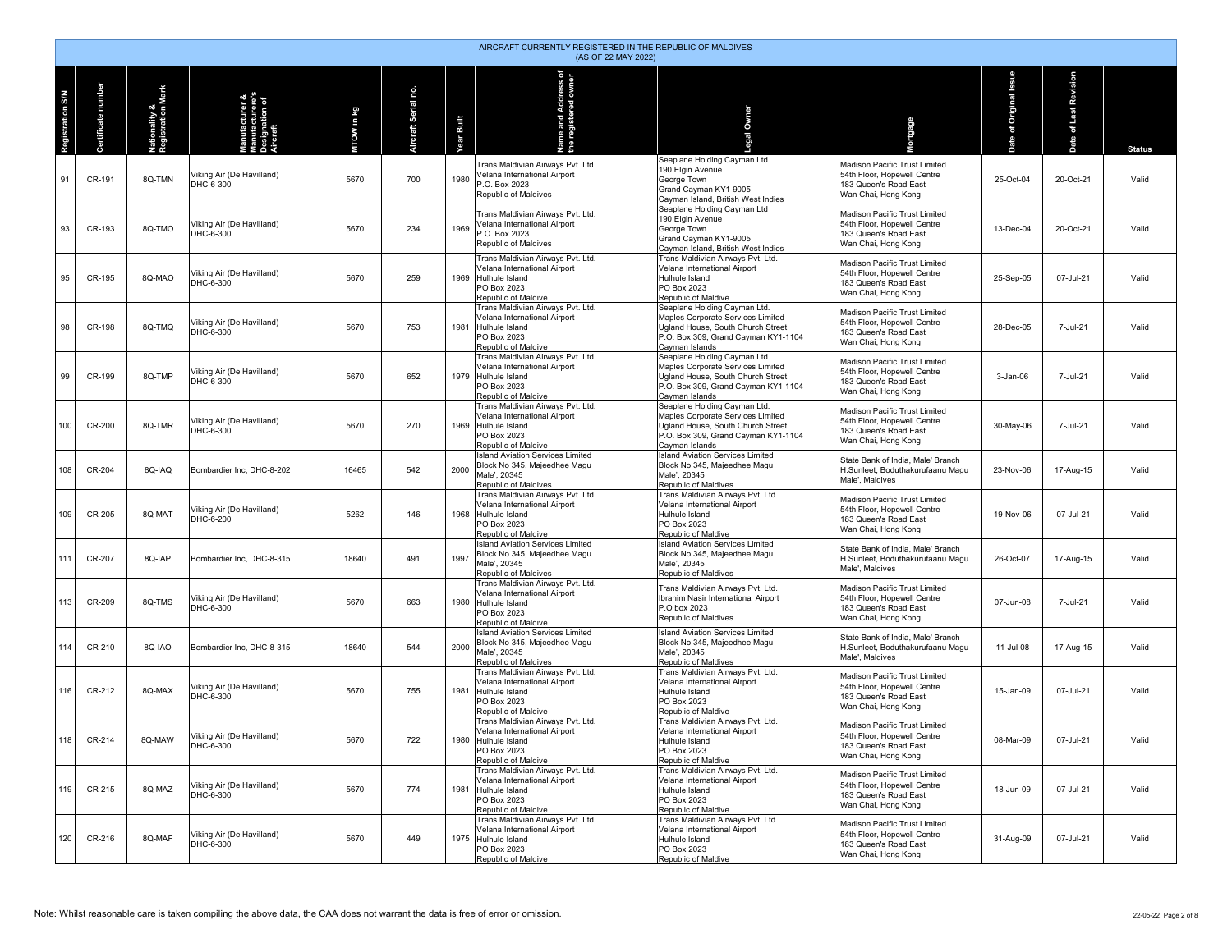AIRCRAFT CURRENTLY REGISTERED IN THE REPUBLIC OF MALDIVES
(AS OF 22 MAY 2022)

| Registration S/N | Certificate number | Nationality & Registration Mark | Manufacturer & Manufacturer's Designation of Aircraft | MTOW in kg | Aircraft Serial no. | Year Built | Name and Address of the registered owner | Legal Owner | Mortgage | Date of Original Issue | Date of Last Revision | Status |
|---|---|---|---|---|---|---|---|---|---|---|---|---|
| 91 | CR-191 | 8Q-TMN | Viking Air (De Havilland) DHC-6-300 | 5670 | 700 | 1980 | Trans Maldivian Airways Pvt. Ltd. Velana International Airport P.O. Box 2023 Republic of Maldives | Seaplane Holding Cayman Ltd 190 Elgin Avenue George Town Grand Cayman KY1-9005 Cayman Island, British West Indies | Madison Pacific Trust Limited 54th Floor, Hopewell Centre 183 Queen's Road East Wan Chai, Hong Kong | 25-Oct-04 | 20-Oct-21 | Valid |
| 93 | CR-193 | 8Q-TMO | Viking Air (De Havilland) DHC-6-300 | 5670 | 234 | 1969 | Trans Maldivian Airways Pvt. Ltd. Velana International Airport P.O. Box 2023 Republic of Maldives | Seaplane Holding Cayman Ltd 190 Elgin Avenue George Town Grand Cayman KY1-9005 Cayman Island, British West Indies | Madison Pacific Trust Limited 54th Floor, Hopewell Centre 183 Queen's Road East Wan Chai, Hong Kong | 13-Dec-04 | 20-Oct-21 | Valid |
| 95 | CR-195 | 8Q-MAO | Viking Air (De Havilland) DHC-6-300 | 5670 | 259 | 1969 | Trans Maldivian Airways Pvt. Ltd. Velana International Airport Hulhule Island PO Box 2023 Republic of Maldive | Trans Maldivian Airways Pvt. Ltd. Velana International Airport Hulhule Island PO Box 2023 Republic of Maldive | Madison Pacific Trust Limited 54th Floor, Hopewell Centre 183 Queen's Road East Wan Chai, Hong Kong | 25-Sep-05 | 07-Jul-21 | Valid |
| 98 | CR-198 | 8Q-TMQ | Viking Air (De Havilland) DHC-6-300 | 5670 | 753 | 1981 | Trans Maldivian Airways Pvt. Ltd. Velana International Airport Hulhule Island PO Box 2023 Republic of Maldive | Seaplane Holding Cayman Ltd. Maples Corporate Services Limited Ugland House, South Church Street P.O. Box 309, Grand Cayman KY1-1104 Cayman Islands | Madison Pacific Trust Limited 54th Floor, Hopewell Centre 183 Queen's Road East Wan Chai, Hong Kong | 28-Dec-05 | 7-Jul-21 | Valid |
| 99 | CR-199 | 8Q-TMP | Viking Air (De Havilland) DHC-6-300 | 5670 | 652 | 1979 | Trans Maldivian Airways Pvt. Ltd. Velana International Airport Hulhule Island PO Box 2023 Republic of Maldive | Seaplane Holding Cayman Ltd. Maples Corporate Services Limited Ugland House, South Church Street P.O. Box 309, Grand Cayman KY1-1104 Cayman Islands | Madison Pacific Trust Limited 54th Floor, Hopewell Centre 183 Queen's Road East Wan Chai, Hong Kong | 3-Jan-06 | 7-Jul-21 | Valid |
| 100 | CR-200 | 8Q-TMR | Viking Air (De Havilland) DHC-6-300 | 5670 | 270 | 1969 | Trans Maldivian Airways Pvt. Ltd. Velana International Airport Hulhule Island PO Box 2023 Republic of Maldive | Seaplane Holding Cayman Ltd. Maples Corporate Services Limited Ugland House, South Church Street P.O. Box 309, Grand Cayman KY1-1104 Cayman Islands | Madison Pacific Trust Limited 54th Floor, Hopewell Centre 183 Queen's Road East Wan Chai, Hong Kong | 30-May-06 | 7-Jul-21 | Valid |
| 108 | CR-204 | 8Q-IAQ | Bombardier Inc, DHC-8-202 | 16465 | 542 | 2000 | Island Aviation Services Limited Block No 345, Majeedhee Magu Male', 20345 Republic of Maldives | Island Aviation Services Limited Block No 345, Majeedhee Magu Male', 20345 Republic of Maldives | State Bank of India, Male' Branch H.Sunleet, Boduthakurufaanu Magu Male', Maldives | 23-Nov-06 | 17-Aug-15 | Valid |
| 109 | CR-205 | 8Q-MAT | Viking Air (De Havilland) DHC-6-200 | 5262 | 146 | 1968 | Trans Maldivian Airways Pvt. Ltd. Velana International Airport Hulhule Island PO Box 2023 Republic of Maldive | Trans Maldivian Airways Pvt. Ltd. Velana International Airport Hulhule Island PO Box 2023 Republic of Maldive | Madison Pacific Trust Limited 54th Floor, Hopewell Centre 183 Queen's Road East Wan Chai, Hong Kong | 19-Nov-06 | 07-Jul-21 | Valid |
| 111 | CR-207 | 8Q-IAP | Bombardier Inc, DHC-8-315 | 18640 | 491 | 1997 | Island Aviation Services Limited Block No 345, Majeedhee Magu Male', 20345 Republic of Maldives | Island Aviation Services Limited Block No 345, Majeedhee Magu Male', 20345 Republic of Maldives | State Bank of India, Male' Branch H.Sunleet, Boduthakurufaanu Magu Male', Maldives | 26-Oct-07 | 17-Aug-15 | Valid |
| 113 | CR-209 | 8Q-TMS | Viking Air (De Havilland) DHC-6-300 | 5670 | 663 | 1980 | Trans Maldivian Airways Pvt. Ltd. Velana International Airport Hulhule Island PO Box 2023 Republic of Maldive | Trans Maldivian Airways Pvt. Ltd. Ibrahim Nasir International Airport P.O box 2023 Republic of Maldives | Madison Pacific Trust Limited 54th Floor, Hopewell Centre 183 Queen's Road East Wan Chai, Hong Kong | 07-Jun-08 | 7-Jul-21 | Valid |
| 114 | CR-210 | 8Q-IAO | Bombardier Inc, DHC-8-315 | 18640 | 544 | 2000 | Island Aviation Services Limited Block No 345, Majeedhee Magu Male', 20345 Republic of Maldives | Island Aviation Services Limited Block No 345, Majeedhee Magu Male', 20345 Republic of Maldives | State Bank of India, Male' Branch H.Sunleet, Boduthakurufaanu Magu Male', Maldives | 11-Jul-08 | 17-Aug-15 | Valid |
| 116 | CR-212 | 8Q-MAX | Viking Air (De Havilland) DHC-6-300 | 5670 | 755 | 1981 | Trans Maldivian Airways Pvt. Ltd. Velana International Airport Hulhule Island PO Box 2023 Republic of Maldive | Trans Maldivian Airways Pvt. Ltd. Velana International Airport Hulhule Island PO Box 2023 Republic of Maldive | Madison Pacific Trust Limited 54th Floor, Hopewell Centre 183 Queen's Road East Wan Chai, Hong Kong | 15-Jan-09 | 07-Jul-21 | Valid |
| 118 | CR-214 | 8Q-MAW | Viking Air (De Havilland) DHC-6-300 | 5670 | 722 | 1980 | Trans Maldivian Airways Pvt. Ltd. Velana International Airport Hulhule Island PO Box 2023 Republic of Maldive | Trans Maldivian Airways Pvt. Ltd. Velana International Airport Hulhule Island PO Box 2023 Republic of Maldive | Madison Pacific Trust Limited 54th Floor, Hopewell Centre 183 Queen's Road East Wan Chai, Hong Kong | 08-Mar-09 | 07-Jul-21 | Valid |
| 119 | CR-215 | 8Q-MAZ | Viking Air (De Havilland) DHC-6-300 | 5670 | 774 | 1981 | Trans Maldivian Airways Pvt. Ltd. Velana International Airport Hulhule Island PO Box 2023 Republic of Maldive | Trans Maldivian Airways Pvt. Ltd. Velana International Airport Hulhule Island PO Box 2023 Republic of Maldive | Madison Pacific Trust Limited 54th Floor, Hopewell Centre 183 Queen's Road East Wan Chai, Hong Kong | 18-Jun-09 | 07-Jul-21 | Valid |
| 120 | CR-216 | 8Q-MAF | Viking Air (De Havilland) DHC-6-300 | 5670 | 449 | 1975 | Trans Maldivian Airways Pvt. Ltd. Velana International Airport Hulhule Island PO Box 2023 Republic of Maldive | Trans Maldivian Airways Pvt. Ltd. Velana International Airport Hulhule Island PO Box 2023 Republic of Maldive | Madison Pacific Trust Limited 54th Floor, Hopewell Centre 183 Queen's Road East Wan Chai, Hong Kong | 31-Aug-09 | 07-Jul-21 | Valid |

Note: Whilst reasonable care is taken compiling the above data, the CAA does not warrant the data is free of error or omission.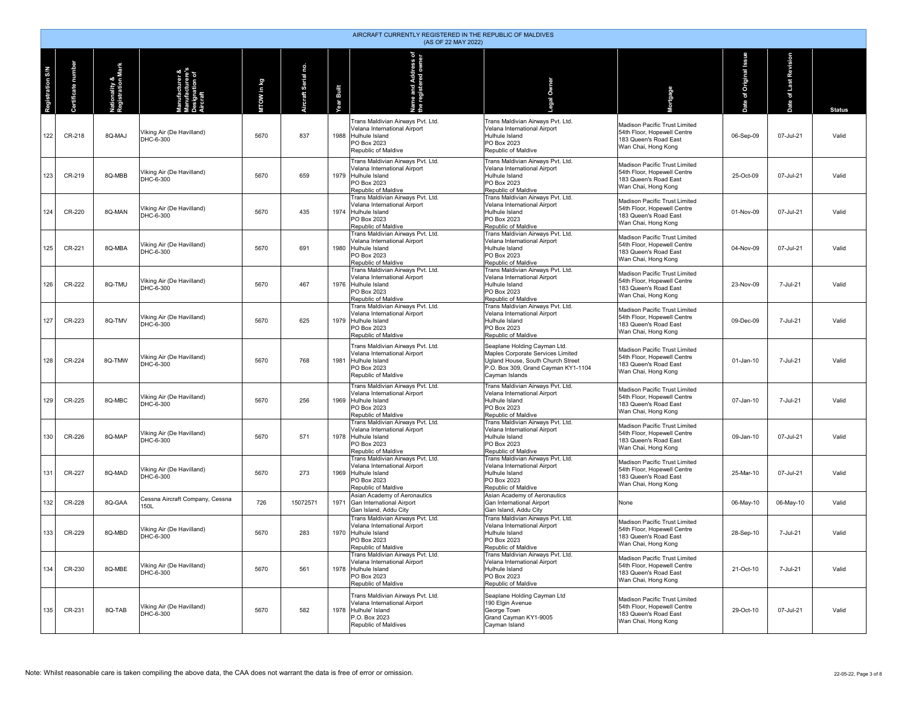AIRCRAFT CURRENTLY REGISTERED IN THE REPUBLIC OF MALDIVES
(AS OF 22 MAY 2022)

| Registration S/N | Certificate number | Nationality & Registration Mark | Manufacturer & Manufacturer's Designation of Aircraft | MTOW in kg | Aircraft Serial no. | Year Built | Name and Address of the registered owner | Legal Owner | Mortgage | Date of Original Issue | Date of Last Revision | Status |
|---|---|---|---|---|---|---|---|---|---|---|---|---|
| 122 | CR-218 | 8Q-MAJ | Viking Air (De Havilland) DHC-6-300 | 5670 | 837 | 1988 | Trans Maldivian Airways Pvt. Ltd. Velana International Airport Hulhule Island PO Box 2023 Republic of Maldive | Trans Maldivian Airways Pvt. Ltd. Velana International Airport Hulhule Island PO Box 2023 Republic of Maldive | Madison Pacific Trust Limited 54th Floor, Hopewell Centre 183 Queen's Road East Wan Chai, Hong Kong | 06-Sep-09 | 07-Jul-21 | Valid |
| 123 | CR-219 | 8Q-MBB | Viking Air (De Havilland) DHC-6-300 | 5670 | 659 | 1979 | Trans Maldivian Airways Pvt. Ltd. Velana International Airport Hulhule Island PO Box 2023 Republic of Maldive | Trans Maldivian Airways Pvt. Ltd. Velana International Airport Hulhule Island PO Box 2023 Republic of Maldive | Madison Pacific Trust Limited 54th Floor, Hopewell Centre 183 Queen's Road East Wan Chai, Hong Kong | 25-Oct-09 | 07-Jul-21 | Valid |
| 124 | CR-220 | 8Q-MAN | Viking Air (De Havilland) DHC-6-300 | 5670 | 435 | 1974 | Trans Maldivian Airways Pvt. Ltd. Velana International Airport Hulhule Island PO Box 2023 Republic of Maldive | Trans Maldivian Airways Pvt. Ltd. Velana International Airport Hulhule Island PO Box 2023 Republic of Maldive | Madison Pacific Trust Limited 54th Floor, Hopewell Centre 183 Queen's Road East Wan Chai, Hong Kong | 01-Nov-09 | 07-Jul-21 | Valid |
| 125 | CR-221 | 8Q-MBA | Viking Air (De Havilland) DHC-6-300 | 5670 | 691 | 1980 | Trans Maldivian Airways Pvt. Ltd. Velana International Airport Hulhule Island PO Box 2023 Republic of Maldive | Trans Maldivian Airways Pvt. Ltd. Velana International Airport Hulhule Island PO Box 2023 Republic of Maldive | Madison Pacific Trust Limited 54th Floor, Hopewell Centre 183 Queen's Road East Wan Chai, Hong Kong | 04-Nov-09 | 07-Jul-21 | Valid |
| 126 | CR-222 | 8Q-TMU | Viking Air (De Havilland) DHC-6-300 | 5670 | 467 | 1976 | Trans Maldivian Airways Pvt. Ltd. Velana International Airport Hulhule Island PO Box 2023 Republic of Maldive | Trans Maldivian Airways Pvt. Ltd. Velana International Airport Hulhule Island PO Box 2023 Republic of Maldive | Madison Pacific Trust Limited 54th Floor, Hopewell Centre 183 Queen's Road East Wan Chai, Hong Kong | 23-Nov-09 | 7-Jul-21 | Valid |
| 127 | CR-223 | 8Q-TMV | Viking Air (De Havilland) DHC-6-300 | 5670 | 625 | 1979 | Trans Maldivian Airways Pvt. Ltd. Velana International Airport Hulhule Island PO Box 2023 Republic of Maldive | Trans Maldivian Airways Pvt. Ltd. Velana International Airport Hulhule Island PO Box 2023 Republic of Maldive | Madison Pacific Trust Limited 54th Floor, Hopewell Centre 183 Queen's Road East Wan Chai, Hong Kong | 09-Dec-09 | 7-Jul-21 | Valid |
| 128 | CR-224 | 8Q-TMW | Viking Air (De Havilland) DHC-6-300 | 5670 | 768 | 1981 | Trans Maldivian Airways Pvt. Ltd. Velana International Airport Hulhule Island PO Box 2023 Republic of Maldive | Seaplane Holding Cayman Ltd. Maples Corporate Services Limited Ugland House, South Church Street P.O. Box 309, Grand Cayman KY1-1104 Cayman Islands | Madison Pacific Trust Limited 54th Floor, Hopewell Centre 183 Queen's Road East Wan Chai, Hong Kong | 01-Jan-10 | 7-Jul-21 | Valid |
| 129 | CR-225 | 8Q-MBC | Viking Air (De Havilland) DHC-6-300 | 5670 | 256 | 1969 | Trans Maldivian Airways Pvt. Ltd. Velana International Airport Hulhule Island PO Box 2023 Republic of Maldive | Trans Maldivian Airways Pvt. Ltd. Velana International Airport Hulhule Island PO Box 2023 Republic of Maldive | Madison Pacific Trust Limited 54th Floor, Hopewell Centre 183 Queen's Road East Wan Chai, Hong Kong | 07-Jan-10 | 7-Jul-21 | Valid |
| 130 | CR-226 | 8Q-MAP | Viking Air (De Havilland) DHC-6-300 | 5670 | 571 | 1978 | Trans Maldivian Airways Pvt. Ltd. Velana International Airport Hulhule Island PO Box 2023 Republic of Maldive | Trans Maldivian Airways Pvt. Ltd. Velana International Airport Hulhule Island PO Box 2023 Republic of Maldive | Madison Pacific Trust Limited 54th Floor, Hopewell Centre 183 Queen's Road East Wan Chai, Hong Kong | 09-Jan-10 | 07-Jul-21 | Valid |
| 131 | CR-227 | 8Q-MAD | Viking Air (De Havilland) DHC-6-300 | 5670 | 273 | 1969 | Trans Maldivian Airways Pvt. Ltd. Velana International Airport Hulhule Island PO Box 2023 Republic of Maldive | Trans Maldivian Airways Pvt. Ltd. Velana International Airport Hulhule Island PO Box 2023 Republic of Maldive | Madison Pacific Trust Limited 54th Floor, Hopewell Centre 183 Queen's Road East Wan Chai, Hong Kong | 25-Mar-10 | 07-Jul-21 | Valid |
| 132 | CR-228 | 8Q-GAA | Cessna Aircraft Company, Cessna 150L | 726 | 15072571 | 1971 | Asian Academy of Aeronautics Gan International Airport Gan Island, Addu City | Asian Academy of Aeronautics Gan International Airport Gan Island, Addu City | None | 06-May-10 | 06-May-10 | Valid |
| 133 | CR-229 | 8Q-MBD | Viking Air (De Havilland) DHC-6-300 | 5670 | 283 | 1970 | Trans Maldivian Airways Pvt. Ltd. Velana International Airport Hulhule Island PO Box 2023 Republic of Maldive | Trans Maldivian Airways Pvt. Ltd. Velana International Airport Hulhule Island PO Box 2023 Republic of Maldive | Madison Pacific Trust Limited 54th Floor, Hopewell Centre 183 Queen's Road East Wan Chai, Hong Kong | 28-Sep-10 | 7-Jul-21 | Valid |
| 134 | CR-230 | 8Q-MBE | Viking Air (De Havilland) DHC-6-300 | 5670 | 561 | 1978 | Trans Maldivian Airways Pvt. Ltd. Velana International Airport Hulhule Island PO Box 2023 Republic of Maldive | Trans Maldivian Airways Pvt. Ltd. Velana International Airport Hulhule Island PO Box 2023 Republic of Maldive | Madison Pacific Trust Limited 54th Floor, Hopewell Centre 183 Queen's Road East Wan Chai, Hong Kong | 21-Oct-10 | 7-Jul-21 | Valid |
| 135 | CR-231 | 8Q-TAB | Viking Air (De Havilland) DHC-6-300 | 5670 | 582 | 1978 | Trans Maldivian Airways Pvt. Ltd. Velana International Airport Hulhule' Island P.O. Box 2023 Republic of Maldives | Seaplane Holding Cayman Ltd 190 Elgin Avenue George Town Grand Cayman KY1-9005 Cayman Island | Madison Pacific Trust Limited 54th Floor, Hopewell Centre 183 Queen's Road East Wan Chai, Hong Kong | 29-Oct-10 | 07-Jul-21 | Valid |

Note: Whilst reasonable care is taken compiling the above data, the CAA does not warrant the data is free of error or omission.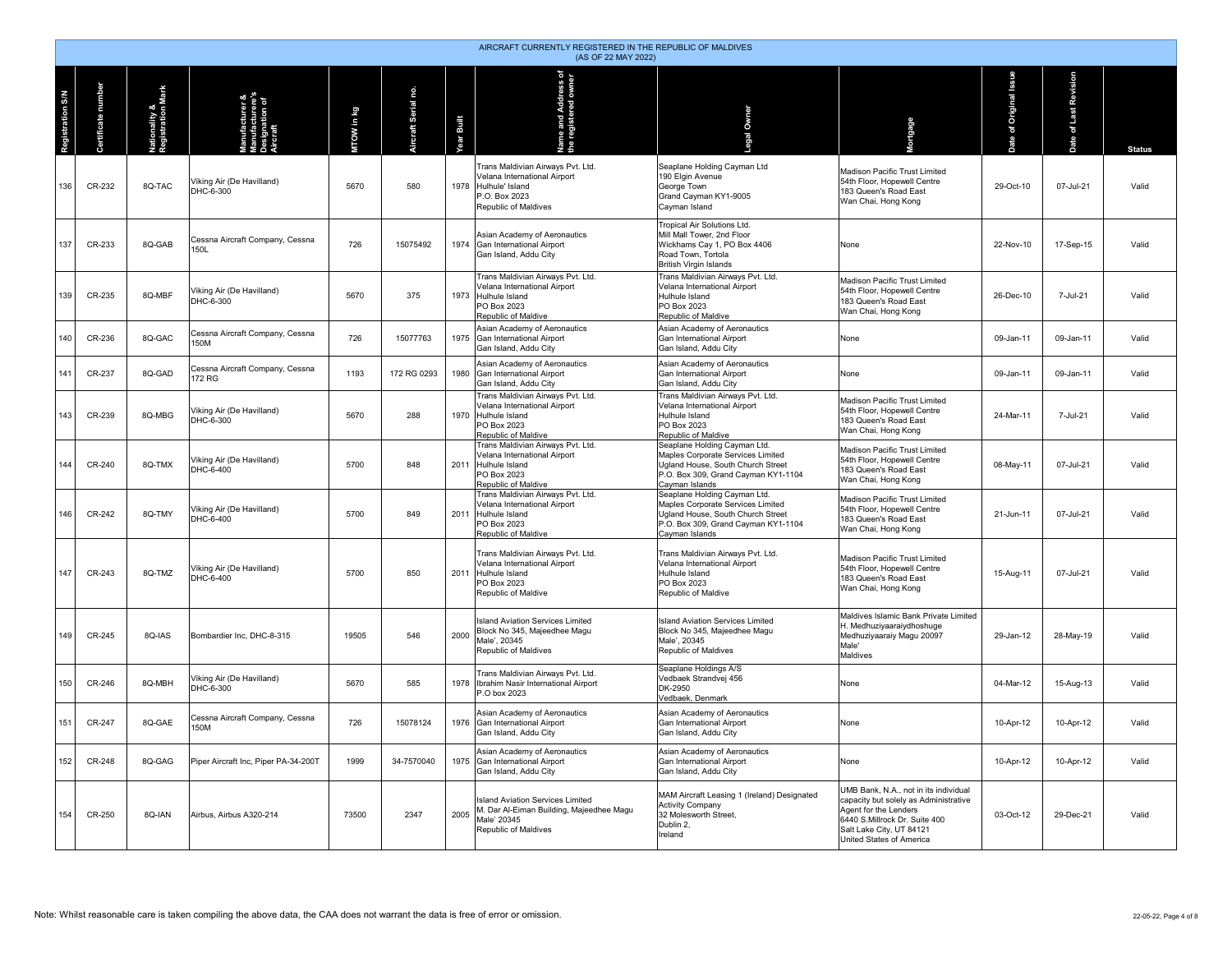AIRCRAFT CURRENTLY REGISTERED IN THE REPUBLIC OF MALDIVES
(AS OF 22 MAY 2022)

| Registration S/N | Certificate number | Nationality & Registration Mark | Manufacturer & Manufacturer's Designation of Aircraft | MTOW in kg | Aircraft Serial no. | Year Built | Name and Address of the registered owner | Legal Owner | Mortgage | Date of Original Issue | Date of Last Revision | Status |
|---|---|---|---|---|---|---|---|---|---|---|---|---|
| 136 | CR-232 | 8Q-TAC | Viking Air (De Havilland) DHC-6-300 | 5670 | 580 | 1978 | Trans Maldivian Airways Pvt. Ltd. Velana International Airport Hulhule' Island P.O. Box 2023 Republic of Maldives | Seaplane Holding Cayman Ltd 190 Elgin Avenue George Town Grand Cayman KY1-9005 Cayman Island | Madison Pacific Trust Limited 54th Floor, Hopewell Centre 183 Queen's Road East Wan Chai, Hong Kong | 29-Oct-10 | 07-Jul-21 | Valid |
| 137 | CR-233 | 8Q-GAB | Cessna Aircraft Company, Cessna 150L | 726 | 15075492 | 1974 | Asian Academy of Aeronautics Gan International Airport Gan Island, Addu City | Tropical Air Solutions Ltd. Mill Mall Tower, 2nd Floor Wickhams Cay 1, PO Box 4406 Road Town, Tortola British Virgin Islands | None | 22-Nov-10 | 17-Sep-15 | Valid |
| 139 | CR-235 | 8Q-MBF | Viking Air (De Havilland) DHC-6-300 | 5670 | 375 | 1973 | Trans Maldivian Airways Pvt. Ltd. Velana International Airport Hulhule Island PO Box 2023 Republic of Maldive | Trans Maldivian Airways Pvt. Ltd. Velana International Airport Hulhule Island PO Box 2023 Republic of Maldive | Madison Pacific Trust Limited 54th Floor, Hopewell Centre 183 Queen's Road East Wan Chai, Hong Kong | 26-Dec-10 | 7-Jul-21 | Valid |
| 140 | CR-236 | 8Q-GAC | Cessna Aircraft Company, Cessna 150M | 726 | 15077763 | 1975 | Asian Academy of Aeronautics Gan International Airport Gan Island, Addu City | Asian Academy of Aeronautics Gan International Airport Gan Island, Addu City | None | 09-Jan-11 | 09-Jan-11 | Valid |
| 141 | CR-237 | 8Q-GAD | Cessna Aircraft Company, Cessna 172 RG | 1193 | 172 RG 0293 | 1980 | Asian Academy of Aeronautics Gan International Airport Gan Island, Addu City | Asian Academy of Aeronautics Gan International Airport Gan Island, Addu City | None | 09-Jan-11 | 09-Jan-11 | Valid |
| 143 | CR-239 | 8Q-MBG | Viking Air (De Havilland) DHC-6-300 | 5670 | 288 | 1970 | Trans Maldivian Airways Pvt. Ltd. Velana International Airport Hulhule Island PO Box 2023 Republic of Maldive | Trans Maldivian Airways Pvt. Ltd. Velana International Airport Hulhule Island PO Box 2023 Republic of Maldive | Madison Pacific Trust Limited 54th Floor, Hopewell Centre 183 Queen's Road East Wan Chai, Hong Kong | 24-Mar-11 | 7-Jul-21 | Valid |
| 144 | CR-240 | 8Q-TMX | Viking Air (De Havilland) DHC-6-400 | 5700 | 848 | 2011 | Trans Maldivian Airways Pvt. Ltd. Velana International Airport Hulhule Island PO Box 2023 Republic of Maldive | Seaplane Holding Cayman Ltd. Maples Corporate Services Limited Ugland House, South Church Street P.O. Box 309, Grand Cayman KY1-1104 Cayman Islands | Madison Pacific Trust Limited 54th Floor, Hopewell Centre 183 Queen's Road East Wan Chai, Hong Kong | 08-May-11 | 07-Jul-21 | Valid |
| 146 | CR-242 | 8Q-TMY | Viking Air (De Havilland) DHC-6-400 | 5700 | 849 | 2011 | Trans Maldivian Airways Pvt. Ltd. Velana International Airport Hulhule Island PO Box 2023 Republic of Maldive | Seaplane Holding Cayman Ltd. Maples Corporate Services Limited Ugland House, South Church Street P.O. Box 309, Grand Cayman KY1-1104 Cayman Islands | Madison Pacific Trust Limited 54th Floor, Hopewell Centre 183 Queen's Road East Wan Chai, Hong Kong | 21-Jun-11 | 07-Jul-21 | Valid |
| 147 | CR-243 | 8Q-TMZ | Viking Air (De Havilland) DHC-6-400 | 5700 | 850 | 2011 | Trans Maldivian Airways Pvt. Ltd. Velana International Airport Hulhule Island PO Box 2023 Republic of Maldive | Trans Maldivian Airways Pvt. Ltd. Velana International Airport Hulhule Island PO Box 2023 Republic of Maldive | Madison Pacific Trust Limited 54th Floor, Hopewell Centre 183 Queen's Road East Wan Chai, Hong Kong | 15-Aug-11 | 07-Jul-21 | Valid |
| 149 | CR-245 | 8Q-IAS | Bombardier Inc, DHC-8-315 | 19505 | 546 | 2000 | Island Aviation Services Limited Block No 345, Majeedhee Magu Male', 20345 Republic of Maldives | Island Aviation Services Limited Block No 345, Majeedhee Magu Male', 20345 Republic of Maldives | Maldives Islamic Bank Private Limited H. Medhuziyaaraiydhoshuge Medhuziyaaraiy Magu 20097 Male' Maldives | 29-Jan-12 | 28-May-19 | Valid |
| 150 | CR-246 | 8Q-MBH | Viking Air (De Havilland) DHC-6-300 | 5670 | 585 | 1978 | Trans Maldivian Airways Pvt. Ltd. Ibrahim Nasir International Airport P.O box 2023 | Seaplane Holdings A/S Vedbaek Strandvej 456 DK-2950 Vedbaek, Denmark | None | 04-Mar-12 | 15-Aug-13 | Valid |
| 151 | CR-247 | 8Q-GAE | Cessna Aircraft Company, Cessna 150M | 726 | 15078124 | 1976 | Asian Academy of Aeronautics Gan International Airport Gan Island, Addu City | Asian Academy of Aeronautics Gan International Airport Gan Island, Addu City | None | 10-Apr-12 | 10-Apr-12 | Valid |
| 152 | CR-248 | 8Q-GAG | Piper Aircraft Inc, Piper PA-34-200T | 1999 | 34-7570040 | 1975 | Asian Academy of Aeronautics Gan International Airport Gan Island, Addu City | Asian Academy of Aeronautics Gan International Airport Gan Island, Addu City | None | 10-Apr-12 | 10-Apr-12 | Valid |
| 154 | CR-250 | 8Q-IAN | Airbus, Airbus A320-214 | 73500 | 2347 | 2005 | Island Aviation Services Limited M. Dar Al-Eiman Building, Majeedhee Magu Male' 20345 Republic of Maldives | MAM Aircraft Leasing 1 (Ireland) Designated Activity Company 32 Molesworth Street, Dublin 2, Ireland | UMB Bank, N.A., not in its individual capacity but solely as Administrative Agent for the Lenders 6440 S.Millrock Dr. Suite 400 Salt Lake City, UT 84121 United States of America | 03-Oct-12 | 29-Dec-21 | Valid |

Note: Whilst reasonable care is taken compiling the above data, the CAA does not warrant the data is free of error or omission.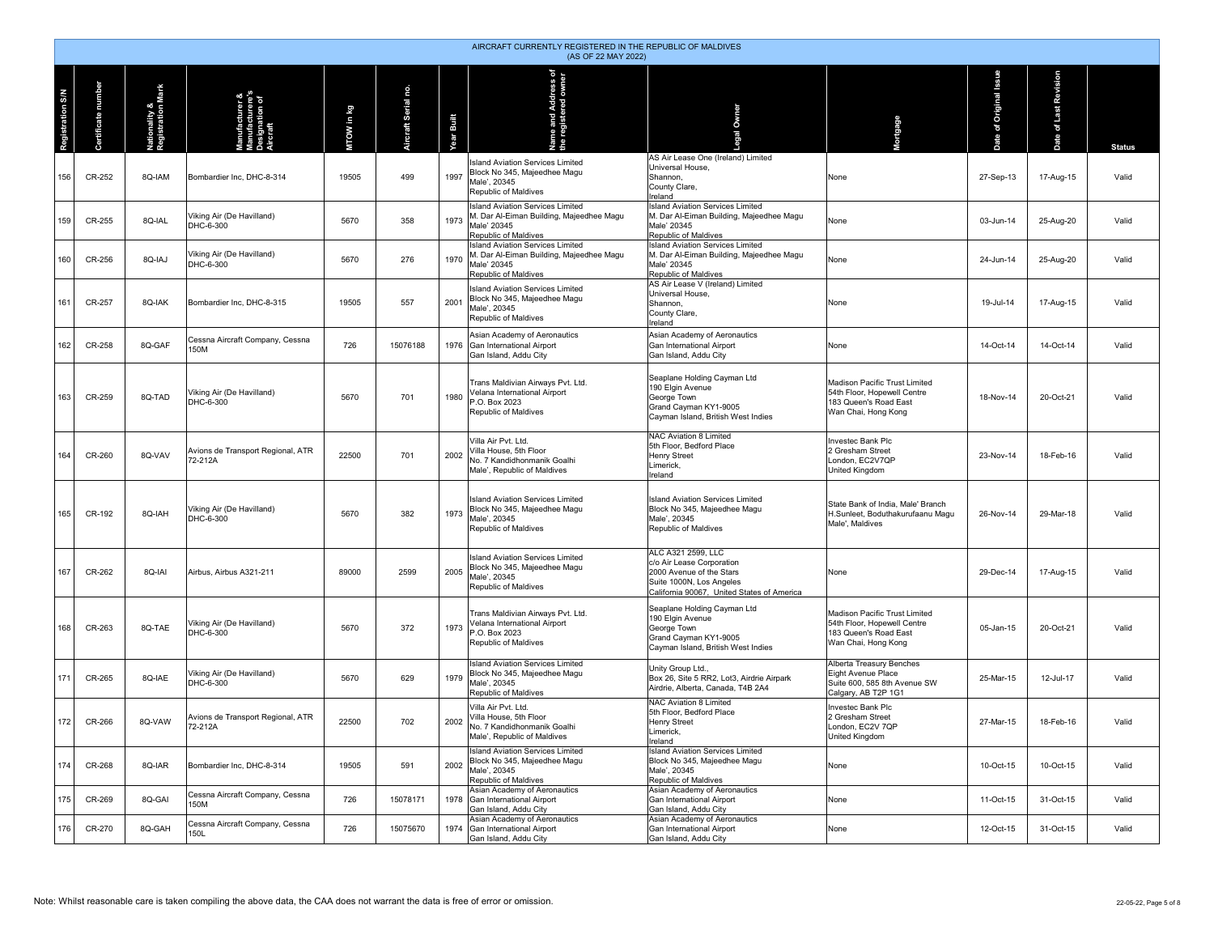AIRCRAFT CURRENTLY REGISTERED IN THE REPUBLIC OF MALDIVES
(AS OF 22 MAY 2022)

| Registration S/N | Certificate number | Nationality & Registration Mark | Manufacturer & Manufacturer's Designation of Aircraft | MTOW in kg | Aircraft Serial no. | Year Built | Name and Address of the registered owner | Legal Owner | Mortgage | Date of Original Issue | Date of Last Revision | Status |
|---|---|---|---|---|---|---|---|---|---|---|---|---|
| 156 | CR-252 | 8Q-IAM | Bombardier Inc, DHC-8-314 | 19505 | 499 | 1997 | Island Aviation Services Limited Block No 345, Majeedhee Magu Male', 20345 Republic of Maldives | AS Air Lease One (Ireland) Limited Universal House, Shannon, County Clare, Ireland | None | 27-Sep-13 | 17-Aug-15 | Valid |
| 159 | CR-255 | 8Q-IAL | Viking Air (De Havilland) DHC-6-300 | 5670 | 358 | 1973 | Island Aviation Services Limited M. Dar Al-Eiman Building, Majeedhee Magu Male' 20345 Republic of Maldives | Island Aviation Services Limited M. Dar Al-Eiman Building, Majeedhee Magu Male' 20345 Republic of Maldives | None | 03-Jun-14 | 25-Aug-20 | Valid |
| 160 | CR-256 | 8Q-IAJ | Viking Air (De Havilland) DHC-6-300 | 5670 | 276 | 1970 | Island Aviation Services Limited M. Dar Al-Eiman Building, Majeedhee Magu Male' 20345 Republic of Maldives | Island Aviation Services Limited M. Dar Al-Eiman Building, Majeedhee Magu Male' 20345 Republic of Maldives | None | 24-Jun-14 | 25-Aug-20 | Valid |
| 161 | CR-257 | 8Q-IAK | Bombardier Inc, DHC-8-315 | 19505 | 557 | 2001 | Island Aviation Services Limited Block No 345, Majeedhee Magu Male', 20345 Republic of Maldives | AS Air Lease V (Ireland) Limited Universal House, Shannon, County Clare, Ireland | None | 19-Jul-14 | 17-Aug-15 | Valid |
| 162 | CR-258 | 8Q-GAF | Cessna Aircraft Company, Cessna 150M | 726 | 15076188 | 1976 | Asian Academy of Aeronautics Gan International Airport Gan Island, Addu City | Asian Academy of Aeronautics Gan International Airport Gan Island, Addu City | None | 14-Oct-14 | 14-Oct-14 | Valid |
| 163 | CR-259 | 8Q-TAD | Viking Air (De Havilland) DHC-6-300 | 5670 | 701 | 1980 | Trans Maldivian Airways Pvt. Ltd. Velana International Airport P.O. Box 2023 Republic of Maldives | Seaplane Holding Cayman Ltd 190 Elgin Avenue George Town Grand Cayman KY1-9005 Cayman Island, British West Indies | Madison Pacific Trust Limited 54th Floor, Hopewell Centre 183 Queen's Road East Wan Chai, Hong Kong | 18-Nov-14 | 20-Oct-21 | Valid |
| 164 | CR-260 | 8Q-VAV | Avions de Transport Regional, ATR 72-212A | 22500 | 701 | 2002 | Villa Air Pvt. Ltd. Villa House, 5th Floor No. 7 Kandidhonmanik Goalhi Male', Republic of Maldives | NAC Aviation 8 Limited 5th Floor, Bedford Place Henry Street Limerick, Ireland | Investec Bank Plc 2 Gresham Street London, EC2V7QP United Kingdom | 23-Nov-14 | 18-Feb-16 | Valid |
| 165 | CR-192 | 8Q-IAH | Viking Air (De Havilland) DHC-6-300 | 5670 | 382 | 1973 | Island Aviation Services Limited Block No 345, Majeedhee Magu Male', 20345 Republic of Maldives | Island Aviation Services Limited Block No 345, Majeedhee Magu Male', 20345 Republic of Maldives | State Bank of India, Male' Branch H.Sunleet, Boduthakurufaanu Magu Male', Maldives | 26-Nov-14 | 29-Mar-18 | Valid |
| 167 | CR-262 | 8Q-IAI | Airbus, Airbus A321-211 | 89000 | 2599 | 2005 | Island Aviation Services Limited Block No 345, Majeedhee Magu Male', 20345 Republic of Maldives | ALC A321 2599, LLC c/o Air Lease Corporation 2000 Avenue of the Stars Suite 1000N, Los Angeles California 90067, United States of America | None | 29-Dec-14 | 17-Aug-15 | Valid |
| 168 | CR-263 | 8Q-TAE | Viking Air (De Havilland) DHC-6-300 | 5670 | 372 | 1973 | Trans Maldivian Airways Pvt. Ltd. Velana International Airport P.O. Box 2023 Republic of Maldives | Seaplane Holding Cayman Ltd 190 Elgin Avenue George Town Grand Cayman KY1-9005 Cayman Island, British West Indies | Madison Pacific Trust Limited 54th Floor, Hopewell Centre 183 Queen's Road East Wan Chai, Hong Kong | 05-Jan-15 | 20-Oct-21 | Valid |
| 171 | CR-265 | 8Q-IAE | Viking Air (De Havilland) DHC-6-300 | 5670 | 629 | 1979 | Island Aviation Services Limited Block No 345, Majeedhee Magu Male', 20345 Republic of Maldives | Unity Group Ltd., Box 26, Site 5 RR2, Lot3, Airdrie Airpark Airdrie, Alberta, Canada, T4B 2A4 | Alberta Treasury Benches Eight Avenue Place Suite 600, 585 8th Avenue SW Calgary, AB T2P 1G1 | 25-Mar-15 | 12-Jul-17 | Valid |
| 172 | CR-266 | 8Q-VAW | Avions de Transport Regional, ATR 72-212A | 22500 | 702 | 2002 | Villa Air Pvt. Ltd. Villa House, 5th Floor No. 7 Kandidhonmanik Goalhi Male', Republic of Maldives | NAC Aviation 8 Limited 5th Floor, Bedford Place Henry Street Limerick, Ireland | Investec Bank Plc 2 Gresham Street London, EC2V 7QP United Kingdom | 27-Mar-15 | 18-Feb-16 | Valid |
| 174 | CR-268 | 8Q-IAR | Bombardier Inc, DHC-8-314 | 19505 | 591 | 2002 | Island Aviation Services Limited Block No 345, Majeedhee Magu Male', 20345 Republic of Maldives | Island Aviation Services Limited Block No 345, Majeedhee Magu Male', 20345 Republic of Maldives | None | 10-Oct-15 | 10-Oct-15 | Valid |
| 175 | CR-269 | 8Q-GAI | Cessna Aircraft Company, Cessna 150M | 726 | 15078171 | 1978 | Asian Academy of Aeronautics Gan International Airport Gan Island, Addu City | Asian Academy of Aeronautics Gan International Airport Gan Island, Addu City | None | 11-Oct-15 | 31-Oct-15 | Valid |
| 176 | CR-270 | 8Q-GAH | Cessna Aircraft Company, Cessna 150L | 726 | 15075670 | 1974 | Asian Academy of Aeronautics Gan International Airport Gan Island, Addu City | Asian Academy of Aeronautics Gan International Airport Gan Island, Addu City | None | 12-Oct-15 | 31-Oct-15 | Valid |

Note: Whilst reasonable care is taken compiling the above data, the CAA does not warrant the data is free of error or omission.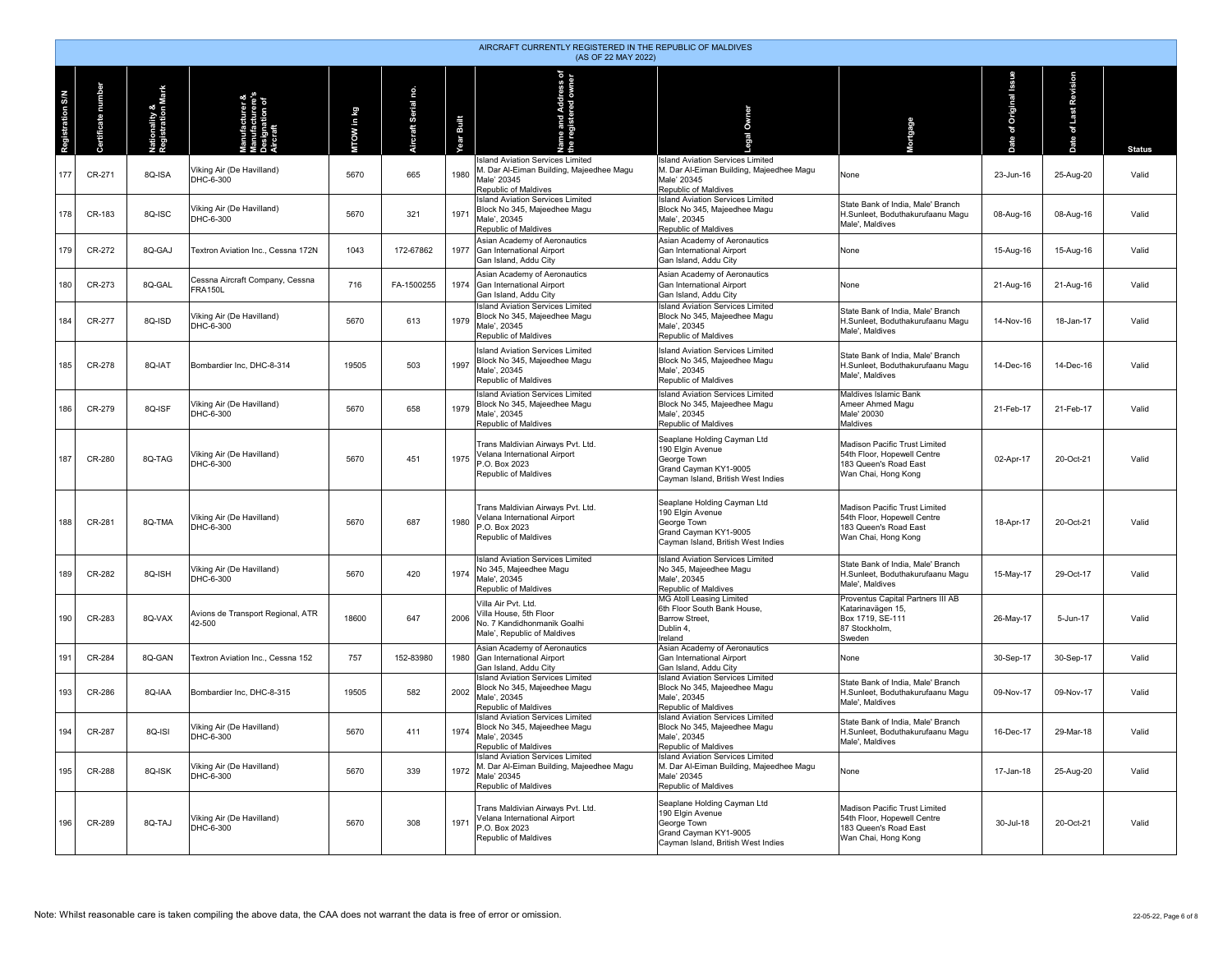AIRCRAFT CURRENTLY REGISTERED IN THE REPUBLIC OF MALDIVES
(AS OF 22 MAY 2022)

| Registration S/N | Certificate number | Nationality & Registration Mark | Manufacturer & Manufacturer's Designation of Aircraft | MTOW in kg | Aircraft Serial no. | Year Built | Name and Address of the registered owner | Legal Owner | Mortgage | Date of Original Issue | Date of Last Revision | Status |
|---|---|---|---|---|---|---|---|---|---|---|---|---|
| 177 | CR-271 | 8Q-ISA | Viking Air (De Havilland) DHC-6-300 | 5670 | 665 | 1980 | Island Aviation Services Limited M. Dar Al-Eiman Building, Majeedhee Magu Male' 20345 Republic of Maldives | Island Aviation Services Limited M. Dar Al-Eiman Building, Majeedhee Magu Male' 20345 Republic of Maldives | None | 23-Jun-16 | 25-Aug-20 | Valid |
| 178 | CR-183 | 8Q-ISC | Viking Air (De Havilland) DHC-6-300 | 5670 | 321 | 1971 | Island Aviation Services Limited Block No 345, Majeedhee Magu Male', 20345 Republic of Maldives | Island Aviation Services Limited Block No 345, Majeedhee Magu Male', 20345 Republic of Maldives | State Bank of India, Male' Branch H.Sunleet, Boduthakurufaanu Magu Male', Maldives | 08-Aug-16 | 08-Aug-16 | Valid |
| 179 | CR-272 | 8Q-GAJ | Textron Aviation Inc., Cessna 172N | 1043 | 172-67862 | 1977 | Asian Academy of Aeronautics Gan International Airport Gan Island, Addu City | Asian Academy of Aeronautics Gan International Airport Gan Island, Addu City | None | 15-Aug-16 | 15-Aug-16 | Valid |
| 180 | CR-273 | 8Q-GAL | Cessna Aircraft Company, Cessna FRA150L | 716 | FA-1500255 | 1974 | Asian Academy of Aeronautics Gan International Airport Gan Island, Addu City | Asian Academy of Aeronautics Gan International Airport Gan Island, Addu City | None | 21-Aug-16 | 21-Aug-16 | Valid |
| 184 | CR-277 | 8Q-ISD | Viking Air (De Havilland) DHC-6-300 | 5670 | 613 | 1979 | Island Aviation Services Limited Block No 345, Majeedhee Magu Male', 20345 Republic of Maldives | Island Aviation Services Limited Block No 345, Majeedhee Magu Male', 20345 Republic of Maldives | State Bank of India, Male' Branch H.Sunleet, Boduthakurufaanu Magu Male', Maldives | 14-Nov-16 | 18-Jan-17 | Valid |
| 185 | CR-278 | 8Q-IAT | Bombardier Inc, DHC-8-314 | 19505 | 503 | 1997 | Island Aviation Services Limited Block No 345, Majeedhee Magu Male', 20345 Republic of Maldives | Island Aviation Services Limited Block No 345, Majeedhee Magu Male', 20345 Republic of Maldives | State Bank of India, Male' Branch H.Sunleet, Boduthakurufaanu Magu Male', Maldives | 14-Dec-16 | 14-Dec-16 | Valid |
| 186 | CR-279 | 8Q-ISF | Viking Air (De Havilland) DHC-6-300 | 5670 | 658 | 1979 | Island Aviation Services Limited Block No 345, Majeedhee Magu Male', 20345 Republic of Maldives | Island Aviation Services Limited Block No 345, Majeedhee Magu Male', 20345 Republic of Maldives | Maldives Islamic Bank Ameer Ahmed Magu Male' 20030 Maldives | 21-Feb-17 | 21-Feb-17 | Valid |
| 187 | CR-280 | 8Q-TAG | Viking Air (De Havilland) DHC-6-300 | 5670 | 451 | 1975 | Trans Maldivian Airways Pvt. Ltd. Velana International Airport P.O. Box 2023 Republic of Maldives | Seaplane Holding Cayman Ltd 190 Elgin Avenue George Town Grand Cayman KY1-9005 Cayman Island, British West Indies | Madison Pacific Trust Limited 54th Floor, Hopewell Centre 183 Queen's Road East Wan Chai, Hong Kong | 02-Apr-17 | 20-Oct-21 | Valid |
| 188 | CR-281 | 8Q-TMA | Viking Air (De Havilland) DHC-6-300 | 5670 | 687 | 1980 | Trans Maldivian Airways Pvt. Ltd. Velana International Airport P.O. Box 2023 Republic of Maldives | Seaplane Holding Cayman Ltd 190 Elgin Avenue George Town Grand Cayman KY1-9005 Cayman Island, British West Indies | Madison Pacific Trust Limited 54th Floor, Hopewell Centre 183 Queen's Road East Wan Chai, Hong Kong | 18-Apr-17 | 20-Oct-21 | Valid |
| 189 | CR-282 | 8Q-ISH | Viking Air (De Havilland) DHC-6-300 | 5670 | 420 | 1974 | Island Aviation Services Limited No 345, Majeedhee Magu Male', 20345 Republic of Maldives | Island Aviation Services Limited No 345, Majeedhee Magu Male', 20345 Republic of Maldives | State Bank of India, Male' Branch H.Sunleet, Boduthakurufaanu Magu Male', Maldives | 15-May-17 | 29-Oct-17 | Valid |
| 190 | CR-283 | 8Q-VAX | Avions de Transport Regional, ATR 42-500 | 18600 | 647 | 2006 | Villa Air Pvt. Ltd. Villa House, 5th Floor No. 7 Kandidhonmanik Goalhi Male', Republic of Maldives | MG Atoll Leasing Limited 6th Floor South Bank House, Barrow Street, Dublin 4, Ireland | Proventus Capital Partners III AB Katarinavägen 15, Box 1719, SE-111 87 Stockholm, Sweden | 26-May-17 | 5-Jun-17 | Valid |
| 191 | CR-284 | 8Q-GAN | Textron Aviation Inc., Cessna 152 | 757 | 152-83980 | 1980 | Asian Academy of Aeronautics Gan International Airport Gan Island, Addu City | Asian Academy of Aeronautics Gan International Airport Gan Island, Addu City | None | 30-Sep-17 | 30-Sep-17 | Valid |
| 193 | CR-286 | 8Q-IAA | Bombardier Inc, DHC-8-315 | 19505 | 582 | 2002 | Island Aviation Services Limited Block No 345, Majeedhee Magu Male', 20345 Republic of Maldives | Island Aviation Services Limited Block No 345, Majeedhee Magu Male', 20345 Republic of Maldives | State Bank of India, Male' Branch H.Sunleet, Boduthakurufaanu Magu Male', Maldives | 09-Nov-17 | 09-Nov-17 | Valid |
| 194 | CR-287 | 8Q-ISI | Viking Air (De Havilland) DHC-6-300 | 5670 | 411 | 1974 | Island Aviation Services Limited Block No 345, Majeedhee Magu Male', 20345 Republic of Maldives | Island Aviation Services Limited Block No 345, Majeedhee Magu Male', 20345 Republic of Maldives | State Bank of India, Male' Branch H.Sunleet, Boduthakurufaanu Magu Male', Maldives | 16-Dec-17 | 29-Mar-18 | Valid |
| 195 | CR-288 | 8Q-ISK | Viking Air (De Havilland) DHC-6-300 | 5670 | 339 | 1972 | Island Aviation Services Limited M. Dar Al-Eiman Building, Majeedhee Magu Male' 20345 Republic of Maldives | Island Aviation Services Limited M. Dar Al-Eiman Building, Majeedhee Magu Male' 20345 Republic of Maldives | None | 17-Jan-18 | 25-Aug-20 | Valid |
| 196 | CR-289 | 8Q-TAJ | Viking Air (De Havilland) DHC-6-300 | 5670 | 308 | 1971 | Trans Maldivian Airways Pvt. Ltd. Velana International Airport P.O. Box 2023 Republic of Maldives | Seaplane Holding Cayman Ltd 190 Elgin Avenue George Town Grand Cayman KY1-9005 Cayman Island, British West Indies | Madison Pacific Trust Limited 54th Floor, Hopewell Centre 183 Queen's Road East Wan Chai, Hong Kong | 30-Jul-18 | 20-Oct-21 | Valid |

Note: Whilst reasonable care is taken compiling the above data, the CAA does not warrant the data is free of error or omission.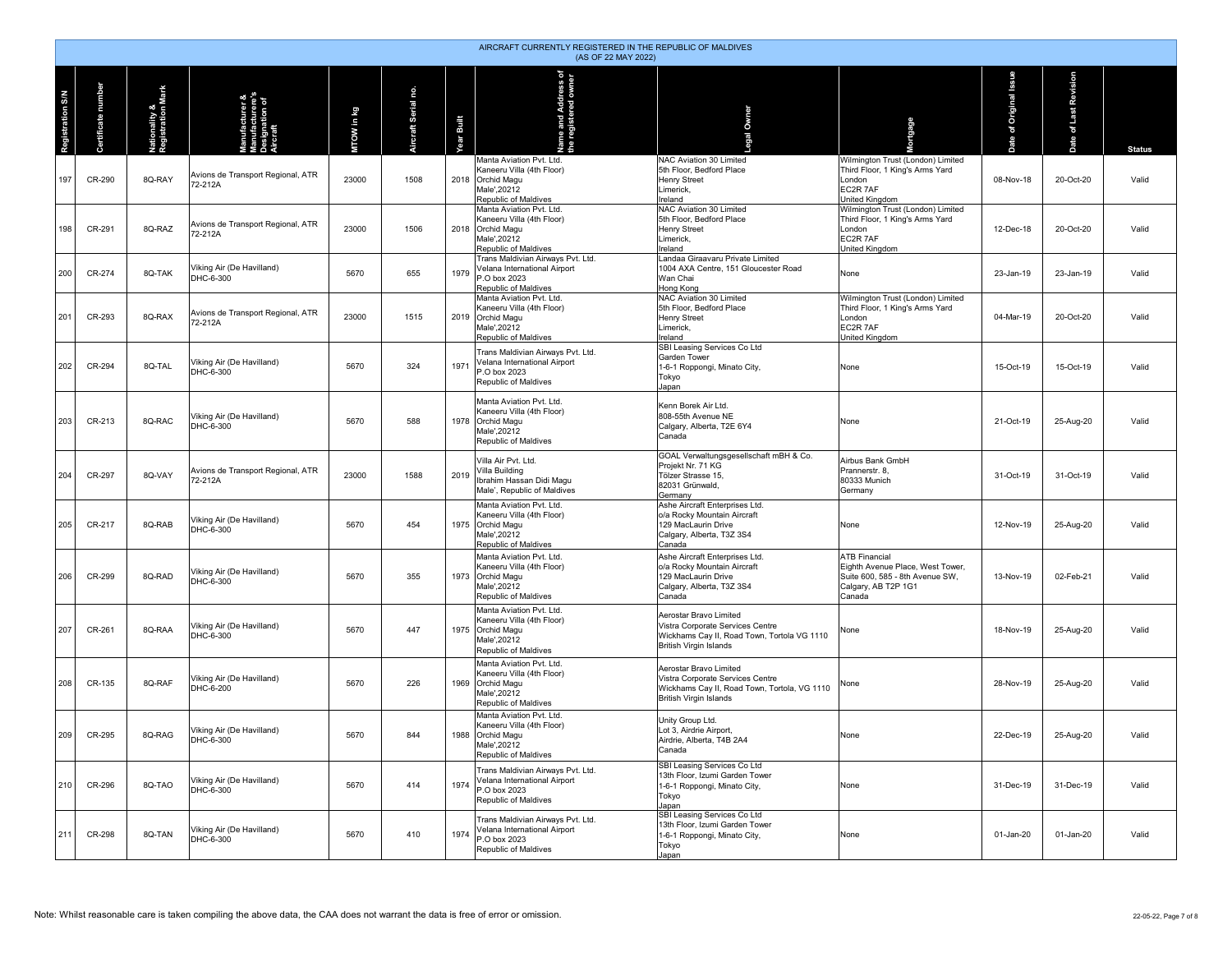# AIRCRAFT CURRENTLY REGISTERED IN THE REPUBLIC OF MALDIVES

(AS OF 22 MAY 2022)

| Registration S/N | Certificate number | Nationality & Registration Mark | Manufacturer & Manufacturer's Designation of Aircraft | MTOW in kg | Aircraft Serial no. | Year Built | Name and Address of the registered owner | Legal Owner | Mortgage | Date of Original Issue | Date of Last Revision | Status |
|---|---|---|---|---|---|---|---|---|---|---|---|---|
| 197 | CR-290 | 8Q-RAY | Avions de Transport Regional, ATR 72-212A | 23000 | 1508 | 2018 | Manta Aviation Pvt. Ltd. Kaneeru Villa (4th Floor) Orchid Magu Male',20212 Republic of Maldives | NAC Aviation 30 Limited 5th Floor, Bedford Place Henry Street Limerick, Ireland | Wilmington Trust (London) Limited Third Floor, 1 King's Arms Yard London EC2R 7AF United Kingdom | 08-Nov-18 | 20-Oct-20 | Valid |
| 198 | CR-291 | 8Q-RAZ | Avions de Transport Regional, ATR 72-212A | 23000 | 1506 | 2018 | Manta Aviation Pvt. Ltd. Kaneeru Villa (4th Floor) Orchid Magu Male',20212 Republic of Maldives | NAC Aviation 30 Limited 5th Floor, Bedford Place Henry Street Limerick, Ireland | Wilmington Trust (London) Limited Third Floor, 1 King's Arms Yard London EC2R 7AF United Kingdom | 12-Dec-18 | 20-Oct-20 | Valid |
| 200 | CR-274 | 8Q-TAK | Viking Air (De Havilland) DHC-6-300 | 5670 | 655 | 1979 | Trans Maldivian Airways Pvt. Ltd. Velana International Airport P.O box 2023 Republic of Maldives | Landaa Giraavaru Private Limited 1004 AXA Centre, 151 Gloucester Road Wan Chai Hong Kong | None | 23-Jan-19 | 23-Jan-19 | Valid |
| 201 | CR-293 | 8Q-RAX | Avions de Transport Regional, ATR 72-212A | 23000 | 1515 | 2019 | Manta Aviation Pvt. Ltd. Kaneeru Villa (4th Floor) Orchid Magu Male',20212 Republic of Maldives | NAC Aviation 30 Limited 5th Floor, Bedford Place Henry Street Limerick, Ireland | Wilmington Trust (London) Limited Third Floor, 1 King's Arms Yard London EC2R 7AF United Kingdom | 04-Mar-19 | 20-Oct-20 | Valid |
| 202 | CR-294 | 8Q-TAL | Viking Air (De Havilland) DHC-6-300 | 5670 | 324 | 1971 | Trans Maldivian Airways Pvt. Ltd. Velana International Airport P.O box 2023 Republic of Maldives | SBI Leasing Services Co Ltd Garden Tower 1-6-1 Roppongi, Minato City, Tokyo Japan | None | 15-Oct-19 | 15-Oct-19 | Valid |
| 203 | CR-213 | 8Q-RAC | Viking Air (De Havilland) DHC-6-300 | 5670 | 588 | 1978 | Manta Aviation Pvt. Ltd. Kaneeru Villa (4th Floor) Orchid Magu Male',20212 Republic of Maldives | Kenn Borek Air Ltd. 808-55th Avenue NE Calgary, Alberta, T2E 6Y4 Canada | None | 21-Oct-19 | 25-Aug-20 | Valid |
| 204 | CR-297 | 8Q-VAY | Avions de Transport Regional, ATR 72-212A | 23000 | 1588 | 2019 | Villa Air Pvt. Ltd. Villa Building Ibrahim Hassan Didi Magu Male', Republic of Maldives | GOAL Verwaltungsgesellschaft mBH & Co. Projekt Nr. 71 KG Tölzer Strasse 15, 82031 Grünwald, Germany | Airbus Bank GmbH Prannerstr. 8, 80333 Munich Germany | 31-Oct-19 | 31-Oct-19 | Valid |
| 205 | CR-217 | 8Q-RAB | Viking Air (De Havilland) DHC-6-300 | 5670 | 454 | 1975 | Manta Aviation Pvt. Ltd. Kaneeru Villa (4th Floor) Orchid Magu Male',20212 Republic of Maldives | Ashe Aircraft Enterprises Ltd. o/a Rocky Mountain Aircraft 129 MacLaurin Drive Calgary, Alberta, T3Z 3S4 Canada | None | 12-Nov-19 | 25-Aug-20 | Valid |
| 206 | CR-299 | 8Q-RAD | Viking Air (De Havilland) DHC-6-300 | 5670 | 355 | 1973 | Manta Aviation Pvt. Ltd. Kaneeru Villa (4th Floor) Orchid Magu Male',20212 Republic of Maldives | Ashe Aircraft Enterprises Ltd. o/a Rocky Mountain Aircraft 129 MacLaurin Drive Calgary, Alberta, T3Z 3S4 Canada | ATB Financial Eighth Avenue Place, West Tower, Suite 600, 585 - 8th Avenue SW, Calgary, AB T2P 1G1 Canada | 13-Nov-19 | 02-Feb-21 | Valid |
| 207 | CR-261 | 8Q-RAA | Viking Air (De Havilland) DHC-6-300 | 5670 | 447 | 1975 | Manta Aviation Pvt. Ltd. Kaneeru Villa (4th Floor) Orchid Magu Male',20212 Republic of Maldives | Aerostar Bravo Limited Vistra Corporate Services Centre Wickhams Cay II, Road Town, Tortola VG 1110 British Virgin Islands | None | 18-Nov-19 | 25-Aug-20 | Valid |
| 208 | CR-135 | 8Q-RAF | Viking Air (De Havilland) DHC-6-200 | 5670 | 226 | 1969 | Manta Aviation Pvt. Ltd. Kaneeru Villa (4th Floor) Orchid Magu Male',20212 Republic of Maldives | Aerostar Bravo Limited Vistra Corporate Services Centre Wickhams Cay II, Road Town, Tortola, VG 1110 British Virgin Islands | None | 28-Nov-19 | 25-Aug-20 | Valid |
| 209 | CR-295 | 8Q-RAG | Viking Air (De Havilland) DHC-6-300 | 5670 | 844 | 1988 | Manta Aviation Pvt. Ltd. Kaneeru Villa (4th Floor) Orchid Magu Male',20212 Republic of Maldives | Unity Group Ltd. Lot 3, Airdrie Airport, Airdrie, Alberta, T4B 2A4 Canada | None | 22-Dec-19 | 25-Aug-20 | Valid |
| 210 | CR-296 | 8Q-TAO | Viking Air (De Havilland) DHC-6-300 | 5670 | 414 | 1974 | Trans Maldivian Airways Pvt. Ltd. Velana International Airport P.O box 2023 Republic of Maldives | SBI Leasing Services Co Ltd 13th Floor, Izumi Garden Tower 1-6-1 Roppongi, Minato City, Tokyo Japan | None | 31-Dec-19 | 31-Dec-19 | Valid |
| 211 | CR-298 | 8Q-TAN | Viking Air (De Havilland) DHC-6-300 | 5670 | 410 | 1974 | Trans Maldivian Airways Pvt. Ltd. Velana International Airport P.O box 2023 Republic of Maldives | SBI Leasing Services Co Ltd 13th Floor, Izumi Garden Tower 1-6-1 Roppongi, Minato City, Tokyo Japan | None | 01-Jan-20 | 01-Jan-20 | Valid |

Note: Whilst reasonable care is taken compiling the above data, the CAA does not warrant the data is free of error or omission.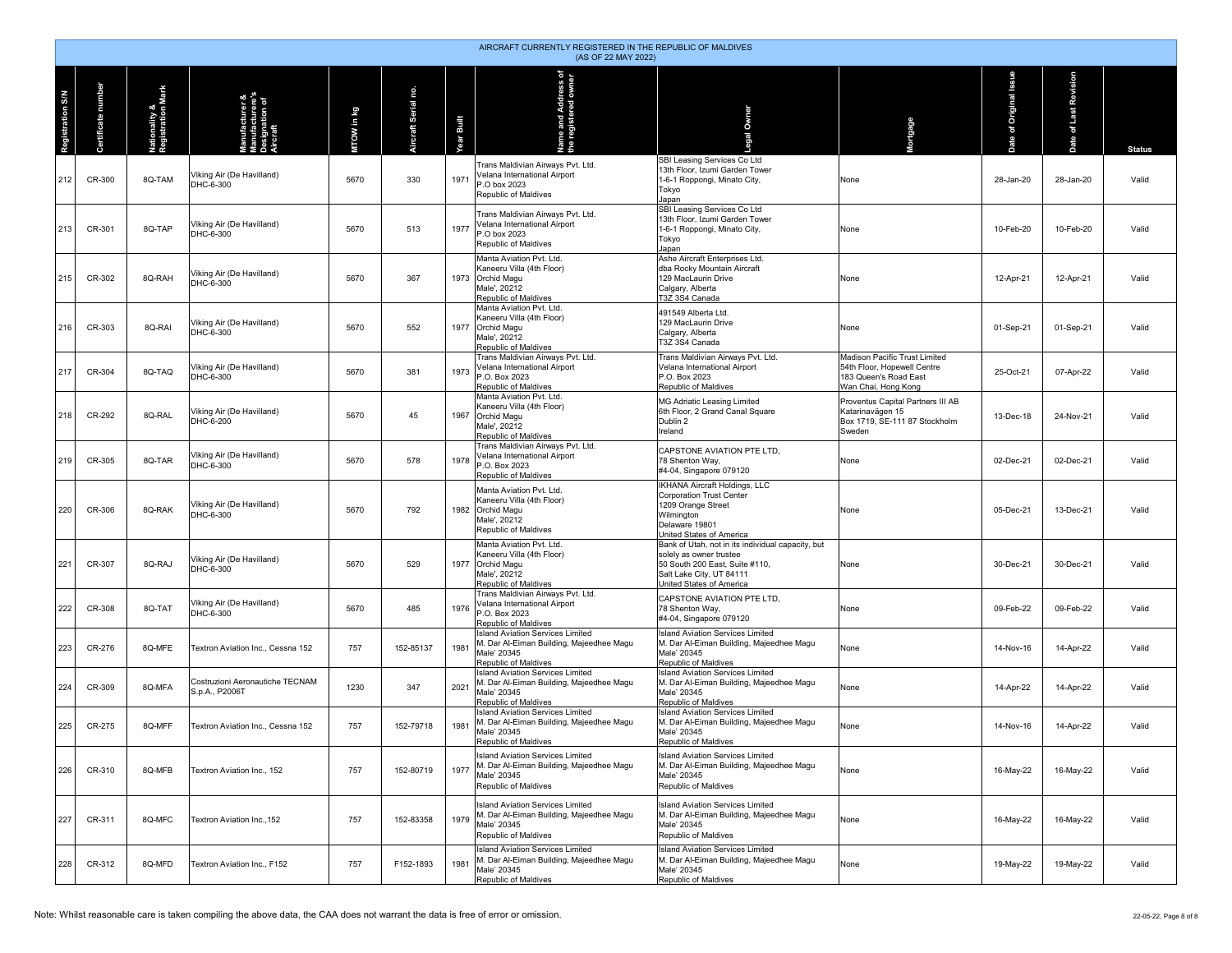AIRCRAFT CURRENTLY REGISTERED IN THE REPUBLIC OF MALDIVES
(AS OF 22 MAY 2022)

| Registration S/N | Certificate number | Nationality & Registration Mark | Manufacturer & Manufacturer's Designation of Aircraft | MTOW in kg | Aircraft Serial no. | Year Built | Name and Address of the registered owner | Legal Owner | Mortgage | Date of Original Issue | Date of Last Revision | Status |
|---|---|---|---|---|---|---|---|---|---|---|---|---|
| 212 | CR-300 | 8Q-TAM | Viking Air (De Havilland) DHC-6-300 | 5670 | 330 | 1971 | Trans Maldivian Airways Pvt. Ltd. Velana International Airport P.O box 2023 Republic of Maldives | SBI Leasing Services Co Ltd 13th Floor, Izumi Garden Tower 1-6-1 Roppongi, Minato City, Tokyo Japan | None | 28-Jan-20 | 28-Jan-20 | Valid |
| 213 | CR-301 | 8Q-TAP | Viking Air (De Havilland) DHC-6-300 | 5670 | 513 | 1977 | Trans Maldivian Airways Pvt. Ltd. Velana International Airport P.O box 2023 Republic of Maldives | SBI Leasing Services Co Ltd 13th Floor, Izumi Garden Tower 1-6-1 Roppongi, Minato City, Tokyo Japan | None | 10-Feb-20 | 10-Feb-20 | Valid |
| 215 | CR-302 | 8Q-RAH | Viking Air (De Havilland) DHC-6-300 | 5670 | 367 | 1973 | Manta Aviation Pvt. Ltd. Kaneeru Villa (4th Floor) Orchid Magu Male', 20212 Republic of Maldives | Ashe Aircraft Enterprises Ltd. dba Rocky Mountain Aircraft 129 MacLaurin Drive Calgary, Alberta T3Z 3S4 Canada | None | 12-Apr-21 | 12-Apr-21 | Valid |
| 216 | CR-303 | 8Q-RAI | Viking Air (De Havilland) DHC-6-300 | 5670 | 552 | 1977 | Manta Aviation Pvt. Ltd. Kaneeru Villa (4th Floor) Orchid Magu Male', 20212 Republic of Maldives | 491549 Alberta Ltd. 129 MacLaurin Drive Calgary, Alberta T3Z 3S4 Canada | None | 01-Sep-21 | 01-Sep-21 | Valid |
| 217 | CR-304 | 8Q-TAQ | Viking Air (De Havilland) DHC-6-300 | 5670 | 381 | 1973 | Trans Maldivian Airways Pvt. Ltd. Velana International Airport P.O. Box 2023 Republic of Maldives | Trans Maldivian Airways Pvt. Ltd. Velana International Airport P.O. Box 2023 Republic of Maldives | Madison Pacific Trust Limited 54th Floor, Hopewell Centre 183 Queen's Road East Wan Chai, Hong Kong | 25-Oct-21 | 07-Apr-22 | Valid |
| 218 | CR-292 | 8Q-RAL | Viking Air (De Havilland) DHC-6-200 | 5670 | 45 | 1967 | Manta Aviation Pvt. Ltd. Kaneeru Villa (4th Floor) Orchid Magu Male', 20212 Republic of Maldives | MG Adriatic Leasing Limited 6th Floor, 2 Grand Canal Square Dublin 2 Ireland | Proventus Capital Partners III AB Katarinavägen 15 Box 1719, SE-111 87 Stockholm Sweden | 13-Dec-18 | 24-Nov-21 | Valid |
| 219 | CR-305 | 8Q-TAR | Viking Air (De Havilland) DHC-6-300 | 5670 | 578 | 1978 | Trans Maldivian Airways Pvt. Ltd. Velana International Airport P.O. Box 2023 Republic of Maldives | CAPSTONE AVIATION PTE LTD, 78 Shenton Way, #4-04, Singapore 079120 | None | 02-Dec-21 | 02-Dec-21 | Valid |
| 220 | CR-306 | 8Q-RAK | Viking Air (De Havilland) DHC-6-300 | 5670 | 792 | 1982 | Manta Aviation Pvt. Ltd. Kaneeru Villa (4th Floor) Orchid Magu Male', 20212 Republic of Maldives | IKHANA Aircraft Holdings, LLC Corporation Trust Center 1209 Orange Street Wilmington Delaware 19801 United States of America | None | 05-Dec-21 | 13-Dec-21 | Valid |
| 221 | CR-307 | 8Q-RAJ | Viking Air (De Havilland) DHC-6-300 | 5670 | 529 | 1977 | Manta Aviation Pvt. Ltd. Kaneeru Villa (4th Floor) Orchid Magu Male', 20212 Republic of Maldives | Bank of Utah, not in its individual capacity, but solely as owner trustee 50 South 200 East, Suite #110, Salt Lake City, UT 84111 United States of America | None | 30-Dec-21 | 30-Dec-21 | Valid |
| 222 | CR-308 | 8Q-TAT | Viking Air (De Havilland) DHC-6-300 | 5670 | 485 | 1976 | Trans Maldivian Airways Pvt. Ltd. Velana International Airport P.O. Box 2023 Republic of Maldives | CAPSTONE AVIATION PTE LTD, 78 Shenton Way, #4-04, Singapore 079120 | None | 09-Feb-22 | 09-Feb-22 | Valid |
| 223 | CR-276 | 8Q-MFE | Textron Aviation Inc., Cessna 152 | 757 | 152-85137 | 1981 | Island Aviation Services Limited M. Dar Al-Eiman Building, Majeedhee Magu Male' 20345 Republic of Maldives | Island Aviation Services Limited M. Dar Al-Eiman Building, Majeedhee Magu Male' 20345 Republic of Maldives | None | 14-Nov-16 | 14-Apr-22 | Valid |
| 224 | CR-309 | 8Q-MFA | Costruzioni Aeronautiche TECNAM S.p.A., P2006T | 1230 | 347 | 2021 | Island Aviation Services Limited M. Dar Al-Eiman Building, Majeedhee Magu Male' 20345 Republic of Maldives | Island Aviation Services Limited M. Dar Al-Eiman Building, Majeedhee Magu Male' 20345 Republic of Maldives | None | 14-Apr-22 | 14-Apr-22 | Valid |
| 225 | CR-275 | 8Q-MFF | Textron Aviation Inc., Cessna 152 | 757 | 152-79718 | 1981 | Island Aviation Services Limited M. Dar Al-Eiman Building, Majeedhee Magu Male' 20345 Republic of Maldives | Island Aviation Services Limited M. Dar Al-Eiman Building, Majeedhee Magu Male' 20345 Republic of Maldives | None | 14-Nov-16 | 14-Apr-22 | Valid |
| 226 | CR-310 | 8Q-MFB | Textron Aviation Inc., 152 | 757 | 152-80719 | 1977 | Island Aviation Services Limited M. Dar Al-Eiman Building, Majeedhee Magu Male' 20345 Republic of Maldives | Island Aviation Services Limited M. Dar Al-Eiman Building, Majeedhee Magu Male' 20345 Republic of Maldives | None | 16-May-22 | 16-May-22 | Valid |
| 227 | CR-311 | 8Q-MFC | Textron Aviation Inc.,152 | 757 | 152-83358 | 1979 | Island Aviation Services Limited M. Dar Al-Eiman Building, Majeedhee Magu Male' 20345 Republic of Maldives | Island Aviation Services Limited M. Dar Al-Eiman Building, Majeedhee Magu Male' 20345 Republic of Maldives | None | 16-May-22 | 16-May-22 | Valid |
| 228 | CR-312 | 8Q-MFD | Textron Aviation Inc., F152 | 757 | F152-1893 | 1981 | Island Aviation Services Limited M. Dar Al-Eiman Building, Majeedhee Magu Male' 20345 Republic of Maldives | Island Aviation Services Limited M. Dar Al-Eiman Building, Majeedhee Magu Male' 20345 Republic of Maldives | None | 19-May-22 | 19-May-22 | Valid |

Note: Whilst reasonable care is taken compiling the above data, the CAA does not warrant the data is free of error or omission.